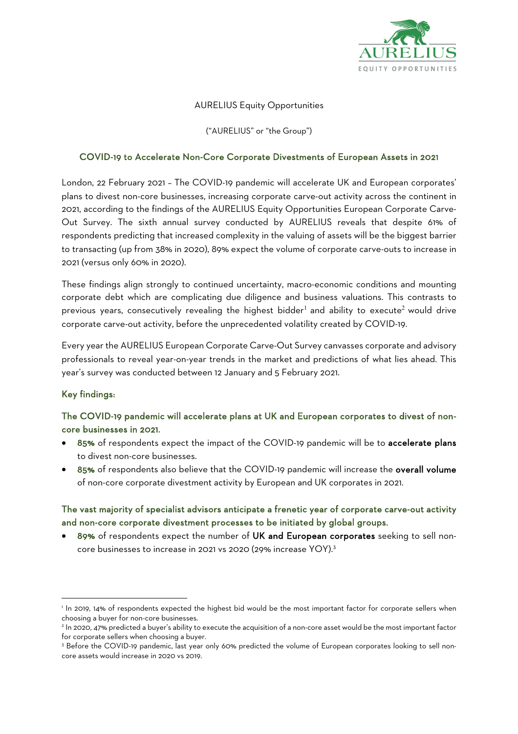AURELIUS Equity Opportunities

("AURELIUS" or "the Group")

## COVID-19 to Accelerate Non-Core Corporate Divestments of European Assets in 2021

London, 22 February 2021 – The COVID-19 pandemic will accelerate UK and European corporates' plans to divest non-core businesses, increasing corporate carve-out activity across the continent in 2021, according to the findings of the AURELIUS Equity Opportunities European Corporate Carve-Out Survey. The sixth annual survey conducted by AURELIUS reveals that despite 61% of respondents predicting that increased complexity in the valuing of assets will be the biggest barrier to transacting (up from 38% in 2020), 89% expect the volume of corporate carve-outs to increase in 2021 (versus only 60% in 2020).

These findings align strongly to continued uncertainty, macro-economic conditions and mounting corporate debt which are complicating due diligence and business valuations. This contrasts to previous years, consecutively revealing the highest bidder[1] and ability to execute[2] would drive corporate carve-out activity, before the unprecedented volatility created by COVID-19.

Every year the AURELIUS European Corporate Carve-Out Survey canvasses corporate and advisory professionals to reveal year-on-year trends in the market and predictions of what lies ahead. This year's survey was conducted between 12 January and 5 February 2021.

### Key findings:

### The COVID-19 pandemic will accelerate plans at UK and European corporates to divest of non-core businesses in 2021.

- **85%** of respondents expect the impact of the COVID-19 pandemic will be to **accelerate plans** to divest non-core businesses.
- **85%** of respondents also believe that the COVID-19 pandemic will increase the **overall volume** of non-core corporate divestment activity by European and UK corporates in 2021.

### The vast majority of specialist advisors anticipate a frenetic year of corporate carve-out activity and non-core corporate divestment processes to be initiated by global groups.

- **89%** of respondents expect the number of **UK and European corporates** seeking to sell non-core businesses to increase in 2021 vs 2020 (29% increase YOY).[3]

---

[1] In 2019, 14% of respondents expected the highest bid would be the most important factor for corporate sellers when choosing a buyer for non-core businesses.

[2] In 2020, 47% predicted a buyer's ability to execute the acquisition of a non-core asset would be the most important factor for corporate sellers when choosing a buyer.

[3] Before the COVID-19 pandemic, last year only 60% predicted the volume of European corporates looking to sell non-core assets would increase in 2020 vs 2019.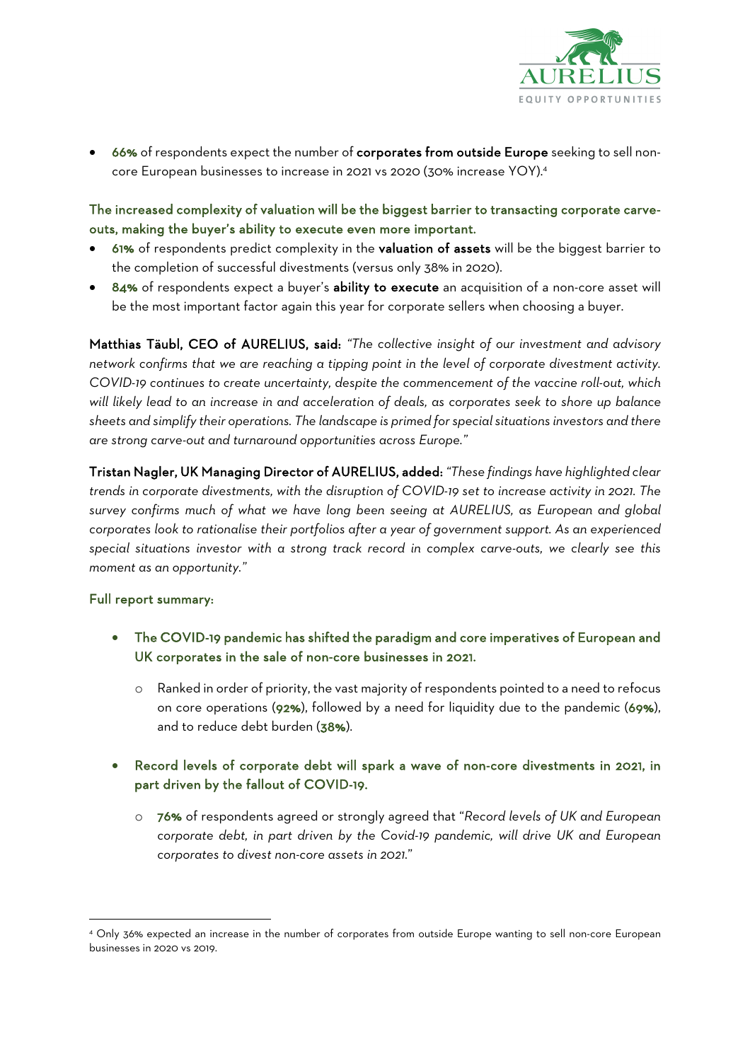- **66%** of respondents expect the number of **corporates from outside Europe** seeking to sell non-core European businesses to increase in 2021 vs 2020 (30% increase YOY).[4]

**The increased complexity of valuation will be the biggest barrier to transacting corporate carve-outs, making the buyer's ability to execute even more important.**

- **61%** of respondents predict complexity in the **valuation of assets** will be the biggest barrier to the completion of successful divestments (versus only 38% in 2020).
- **84%** of respondents expect a buyer's **ability to execute** an acquisition of a non-core asset will be the most important factor again this year for corporate sellers when choosing a buyer.

**Matthias Täubl, CEO of AURELIUS, said:** *"The collective insight of our investment and advisory network confirms that we are reaching a tipping point in the level of corporate divestment activity. COVID-19 continues to create uncertainty, despite the commencement of the vaccine roll-out, which will likely lead to an increase in and acceleration of deals, as corporates seek to shore up balance sheets and simplify their operations. The landscape is primed for special situations investors and there are strong carve-out and turnaround opportunities across Europe."*

**Tristan Nagler, UK Managing Director of AURELIUS, added:** *"These findings have highlighted clear trends in corporate divestments, with the disruption of COVID-19 set to increase activity in 2021. The survey confirms much of what we have long been seeing at AURELIUS, as European and global corporates look to rationalise their portfolios after a year of government support. As an experienced special situations investor with a strong track record in complex carve-outs, we clearly see this moment as an opportunity."*

**Full report summary:**

- **The COVID-19 pandemic has shifted the paradigm and core imperatives of European and UK corporates in the sale of non-core businesses in 2021.**
  - Ranked in order of priority, the vast majority of respondents pointed to a need to refocus on core operations (**92%**), followed by a need for liquidity due to the pandemic (**69%**), and to reduce debt burden (**38%**).
- **Record levels of corporate debt will spark a wave of non-core divestments in 2021, in part driven by the fallout of COVID-19.**
  - **76%** of respondents agreed or strongly agreed that "*Record levels of UK and European corporate debt, in part driven by the Covid-19 pandemic, will drive UK and European corporates to divest non-core assets in 2021.*"

[4] Only 36% expected an increase in the number of corporates from outside Europe wanting to sell non-core European businesses in 2020 vs 2019.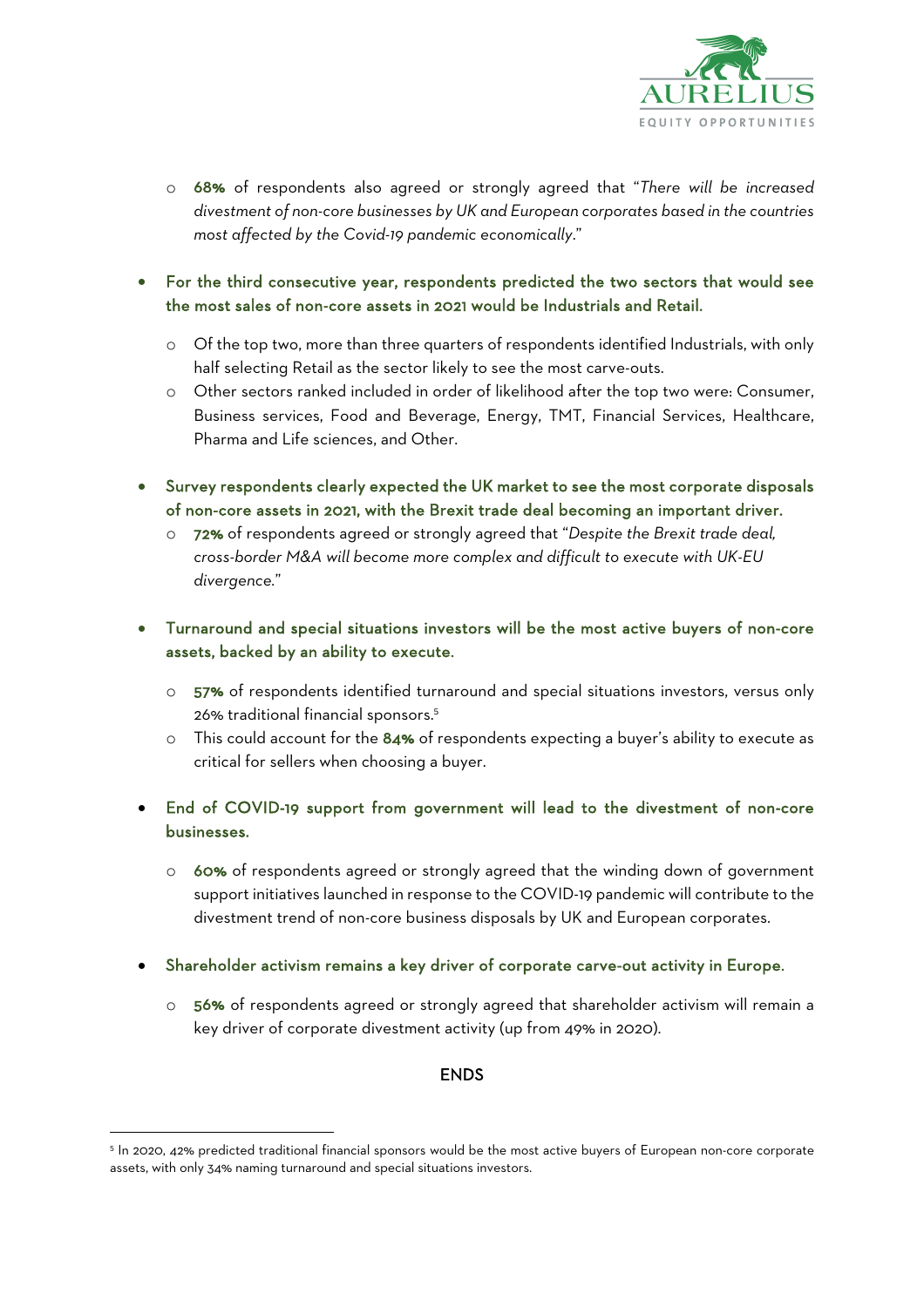- **68%** of respondents also agreed or strongly agreed that "*There will be increased divestment of non-core businesses by UK and European corporates based in the countries most affected by the Covid-19 pandemic economically*."

- **For the third consecutive year, respondents predicted the two sectors that would see the most sales of non-core assets in 2021 would be Industrials and Retail.**
  - Of the top two, more than three quarters of respondents identified Industrials, with only half selecting Retail as the sector likely to see the most carve-outs.
  - Other sectors ranked included in order of likelihood after the top two were: Consumer, Business services, Food and Beverage, Energy, TMT, Financial Services, Healthcare, Pharma and Life sciences, and Other.

- **Survey respondents clearly expected the UK market to see the most corporate disposals of non-core assets in 2021, with the Brexit trade deal becoming an important driver.**
  - **72%** of respondents agreed or strongly agreed that "*Despite the Brexit trade deal, cross-border M&A will become more complex and difficult to execute with UK-EU divergence.*"

- **Turnaround and special situations investors will be the most active buyers of non-core assets, backed by an ability to execute.**
  - **57%** of respondents identified turnaround and special situations investors, versus only 26% traditional financial sponsors.[5]
  - This could account for the **84%** of respondents expecting a buyer's ability to execute as critical for sellers when choosing a buyer.

- **End of COVID-19 support from government will lead to the divestment of non-core businesses.**
  - **60%** of respondents agreed or strongly agreed that the winding down of government support initiatives launched in response to the COVID-19 pandemic will contribute to the divestment trend of non-core business disposals by UK and European corporates.

- **Shareholder activism remains a key driver of corporate carve-out activity in Europe.**
  - **56%** of respondents agreed or strongly agreed that shareholder activism will remain a key driver of corporate divestment activity (up from 49% in 2020).

ENDS

---

[5] In 2020, 42% predicted traditional financial sponsors would be the most active buyers of European non-core corporate assets, with only 34% naming turnaround and special situations investors.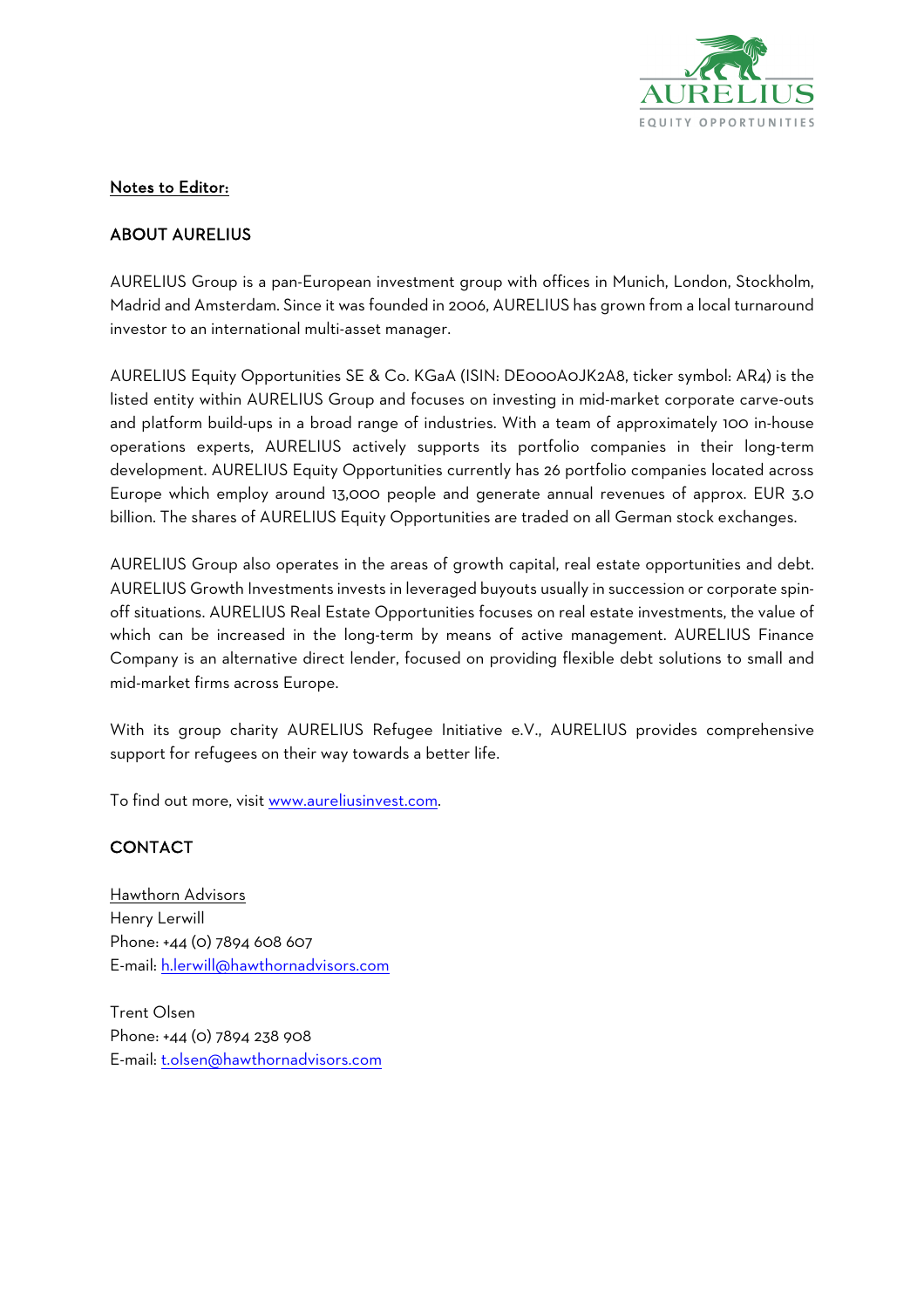Notes to Editor:

## ABOUT AURELIUS

AURELIUS Group is a pan-European investment group with offices in Munich, London, Stockholm, Madrid and Amsterdam. Since it was founded in 2006, AURELIUS has grown from a local turnaround investor to an international multi-asset manager.

AURELIUS Equity Opportunities SE & Co. KGaA (ISIN: DE000A0JK2A8, ticker symbol: AR4) is the listed entity within AURELIUS Group and focuses on investing in mid-market corporate carve-outs and platform build-ups in a broad range of industries. With a team of approximately 100 in-house operations experts, AURELIUS actively supports its portfolio companies in their long-term development. AURELIUS Equity Opportunities currently has 26 portfolio companies located across Europe which employ around 13,000 people and generate annual revenues of approx. EUR 3.0 billion. The shares of AURELIUS Equity Opportunities are traded on all German stock exchanges.

AURELIUS Group also operates in the areas of growth capital, real estate opportunities and debt. AURELIUS Growth Investments invests in leveraged buyouts usually in succession or corporate spin-off situations. AURELIUS Real Estate Opportunities focuses on real estate investments, the value of which can be increased in the long-term by means of active management. AURELIUS Finance Company is an alternative direct lender, focused on providing flexible debt solutions to small and mid-market firms across Europe.

With its group charity AURELIUS Refugee Initiative e.V., AURELIUS provides comprehensive support for refugees on their way towards a better life.

To find out more, visit www.aureliusinvest.com.

## CONTACT

Hawthorn Advisors
Henry Lerwill
Phone: +44 (0) 7894 608 607
E-mail: h.lerwill@hawthornadvisors.com

Trent Olsen
Phone: +44 (0) 7894 238 908
E-mail: t.olsen@hawthornadvisors.com